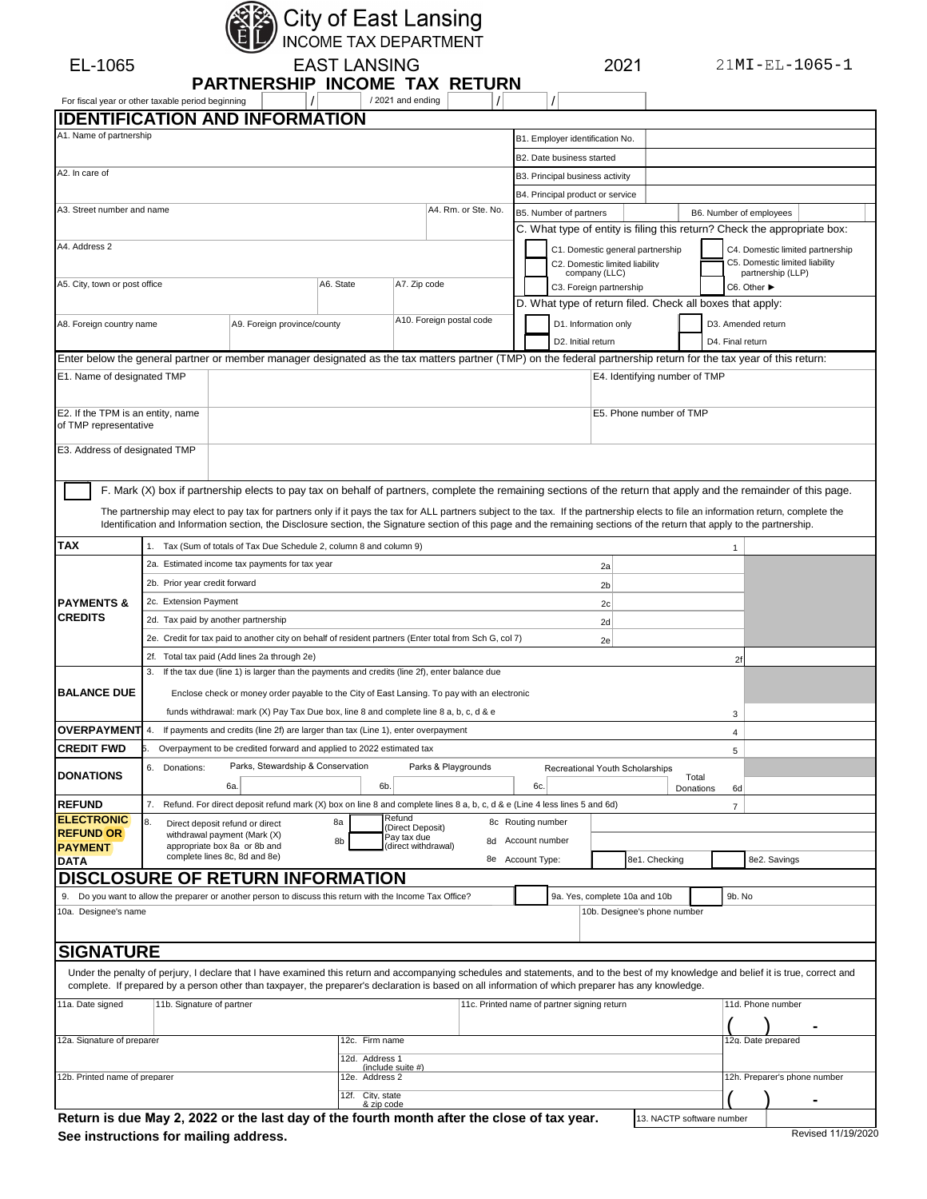# City of East Lansing
INCOME TAX DEPARTMENT

EL-1065 EAST LANSING 2021 21MI-EL-1065-1

## PARTNERSHIP INCOME TAX RETURN

For fiscal year or other taxable period beginning / / 2021 and ending / /

## IDENTIFICATION AND INFORMATION

| | |
|---|---|
| A1. Name of partnership | B1. Employer identification No. |
| | B2. Date business started |
| A2. In care of | B3. Principal business activity |
| | B4. Principal product or service |
| A3. Street number and name / A4. Rm. or Ste. No. | B5. Number of partners / B6. Number of employees |

C. What type of entity is filing this return? Check the appropriate box:

- C1. Domestic general partnership
- C2. Domestic limited liability company (LLC)
- C3. Foreign partnership
- C4. Domestic limited partnership
- C5. Domestic limited liability partnership (LLP)
- C6. Other ►

A4. Address 2

A5. City, town or post office | A6. State | A7. Zip code

D. What type of return filed. Check all boxes that apply:

- D1. Information only
- D2. Initial return
- D3. Amended return
- D4. Final return

A8. Foreign country name | A9. Foreign province/county | A10. Foreign postal code

Enter below the general partner or member manager designated as the tax matters partner (TMP) on the federal partnership return for the tax year of this return:

| | | |
|---|---|---|
| E1. Name of designated TMP | | E4. Identifying number of TMP |
| E2. If the TPM is an entity, name of TMP representative | | E5. Phone number of TMP |
| E3. Address of designated TMP | | |

F. Mark (X) box if partnership elects to pay tax on behalf of partners, complete the remaining sections of the return that apply and the remainder of this page.

The partnership may elect to pay tax for partners only if it pays the tax for ALL partners subject to the tax. If the partnership elects to file an information return, complete the Identification and Information section, the Disclosure section, the Signature section of this page and the remaining sections of the return that apply to the partnership.

| | | | |
|---|---|---|---|
| **TAX** | 1. Tax (Sum of totals of Tax Due Schedule 2, column 8 and column 9) | | 1 |
| **PAYMENTS & CREDITS** | 2a. Estimated income tax payments for tax year | 2a | |
| | 2b. Prior year credit forward | 2b | |
| | 2c. Extension Payment | 2c | |
| | 2d. Tax paid by another partnership | 2d | |
| | 2e. Credit for tax paid to another city on behalf of resident partners (Enter total from Sch G, col 7) | 2e | |
| | 2f. Total tax paid (Add lines 2a through 2e) | | 2f |
| **BALANCE DUE** | 3. If the tax due (line 1) is larger than the payments and credits (line 2f), enter balance due. Enclose check or money order payable to the City of East Lansing. To pay with an electronic funds withdrawal: mark (X) Pay Tax Due box, line 8 and complete line 8 a, b, c, d & e | | 3 |
| **OVERPAYMENT** | 4. If payments and credits (line 2f) are larger than tax (Line 1), enter overpayment | | 4 |
| **CREDIT FWD** | 5. Overpayment to be credited forward and applied to 2022 estimated tax | | 5 |
| **DONATIONS** | 6. Donations: Parks, Stewardship & Conservation 6a. ___ Parks & Playgrounds 6b. ___ Recreational Youth Scholarships 6c. ___ Total Donations | | 6d |
| **REFUND** | 7. Refund. For direct deposit refund mark (X) box on line 8 and complete lines 8 a, b, c, d & e (Line 4 less lines 5 and 6d) | | 7 |
| **ELECTRONIC REFUND OR PAYMENT DATA** | 8. Direct deposit refund or direct withdrawal payment (Mark (X) appropriate box 8a or 8b and complete lines 8c, 8d and 8e) — 8a Refund (Direct Deposit); 8b Pay tax due (direct withdrawal); 8c Routing number; 8d Account number; 8e Account Type: 8e1. Checking 8e2. Savings | | |

## DISCLOSURE OF RETURN INFORMATION

9. Do you want to allow the preparer or another person to discuss this return with the Income Tax Office? 9a. Yes, complete 10a and 10b 9b. No

10a. Designee's name | 10b. Designee's phone number

## SIGNATURE

Under the penalty of perjury, I declare that I have examined this return and accompanying schedules and statements, and to the best of my knowledge and belief it is true, correct and complete. If prepared by a person other than taxpayer, the preparer's declaration is based on all information of which preparer has any knowledge.

| | | | |
|---|---|---|---|
| 11a. Date signed | 11b. Signature of partner | 11c. Printed name of partner signing return | 11d. Phone number ( ) - |
| 12a. Signature of preparer | 12c. Firm name | | 12g. Date prepared |
| | 12d. Address 1 (include suite #) | | |
| 12b. Printed name of preparer | 12e. Address 2 | | 12h. Preparer's phone number ( ) - |
| | 12f. City, state & zip code | | |

**Return is due May 2, 2022 or the last day of the fourth month after the close of tax year.**

13. NACTP software number

**See instructions for mailing address.**

Revised 11/19/2020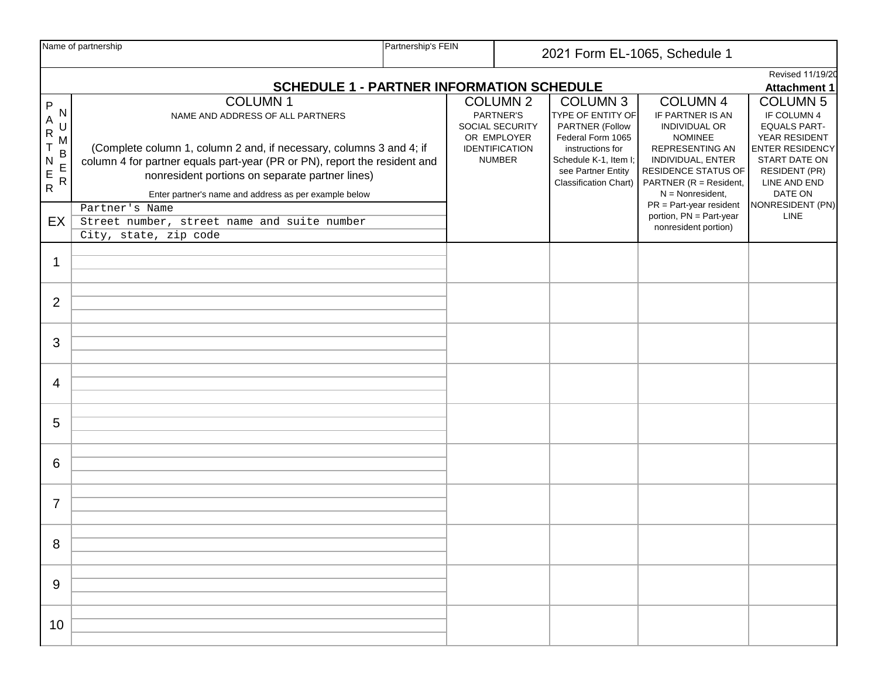| Name of partnership | Partnership's FEIN | 2021 Form EL-1065, Schedule 1 |
|---|---|---|
| | | |

Revised 11/19/20

## SCHEDULE 1 - PARTNER INFORMATION SCHEDULE

**Attachment 1**

| PARTNER NUMBER | COLUMN 1<br>NAME AND ADDRESS OF ALL PARTNERS<br>(Complete column 1, column 2 and, if necessary, columns 3 and 4; if column 4 for partner equals part-year (PR or PN), report the resident and nonresident portions on separate partner lines)<br>Enter partner's name and address as per example below | COLUMN 2<br>PARTNER'S SOCIAL SECURITY OR EMPLOYER IDENTIFICATION NUMBER | COLUMN 3<br>TYPE OF ENTITY OF PARTNER (Follow Federal Form 1065 instructions for Schedule K-1, Item I; see Partner Entity Classification Chart) | COLUMN 4<br>IF PARTNER IS AN INDIVIDUAL OR NOMINEE REPRESENTING AN INDIVIDUAL, ENTER RESIDENCE STATUS OF PARTNER (R = Resident, N = Nonresident, PR = Part-year resident portion, PN = Part-year nonresident portion) | COLUMN 5<br>IF COLUMN 4 EQUALS PART-YEAR RESIDENT ENTER RESIDENCY START DATE ON RESIDENT (PR) LINE AND END DATE ON NONRESIDENT (PN) LINE |
|---|---|---|---|---|---|
| EX | Partner's Name<br>Street number, street name and suite number<br>City, state, zip code | | | | |
| 1 | | | | | |
| 2 | | | | | |
| 3 | | | | | |
| 4 | | | | | |
| 5 | | | | | |
| 6 | | | | | |
| 7 | | | | | |
| 8 | | | | | |
| 9 | | | | | |
| 10 | | | | | |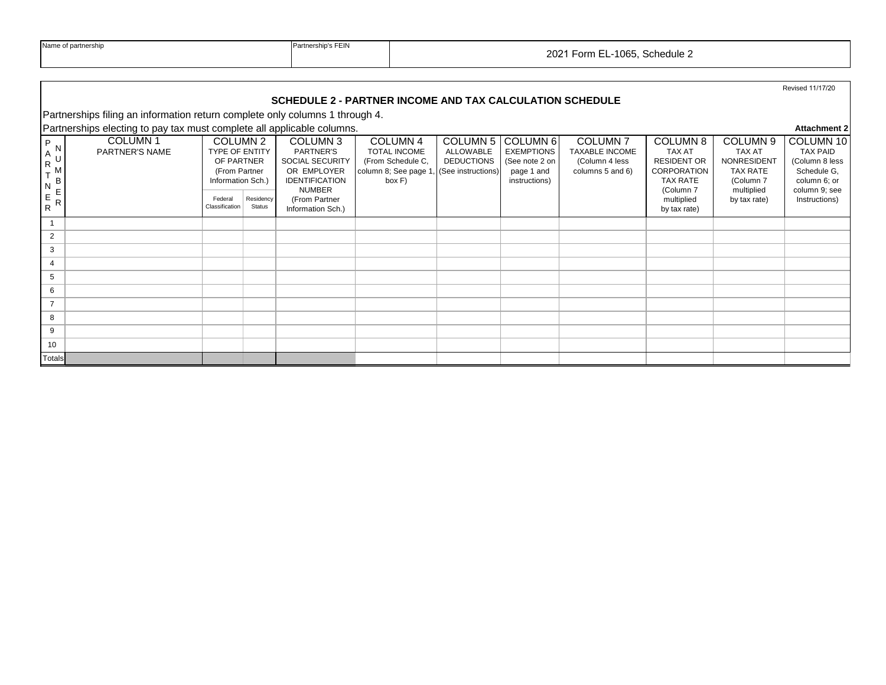| Name of partnership | Partnership's FEIN | 2021 Form EL-1065, Schedule 2 |
|---|---|---|
| | | |

Revised 11/17/20

## SCHEDULE 2 - PARTNER INCOME AND TAX CALCULATION SCHEDULE

Partnerships filing an information return complete only columns 1 through 4.

Partnerships electing to pay tax must complete all applicable columns.

**Attachment 2**

| PARTNER NUMBER | COLUMN 1 PARTNER'S NAME | COLUMN 2 TYPE OF ENTITY OF PARTNER (From Partner Information Sch.) | | COLUMN 3 PARTNER'S SOCIAL SECURITY OR EMPLOYER IDENTIFICATION NUMBER (From Partner Information Sch.) | COLUMN 4 TOTAL INCOME (From Schedule C, column 8; See page 1, box F) | COLUMN 5 ALLOWABLE DEDUCTIONS (See instructions) | COLUMN 6 EXEMPTIONS (See note 2 on page 1 and instructions) | COLUMN 7 TAXABLE INCOME (Column 4 less columns 5 and 6) | COLUMN 8 TAX AT RESIDENT OR CORPORATION TAX RATE (Column 7 multiplied by tax rate) | COLUMN 9 TAX AT NONRESIDENT TAX RATE (Column 7 multiplied by tax rate) | COLUMN 10 TAX PAID (Column 8 less Schedule G, column 6; or column 9; see Instructions) |
|---|---|---|---|---|---|---|---|---|---|---|---|
| | | Federal Classification | Residency Status | | | | | | | | |
| 1 | | | | | | | | | | | |
| 2 | | | | | | | | | | | |
| 3 | | | | | | | | | | | |
| 4 | | | | | | | | | | | |
| 5 | | | | | | | | | | | |
| 6 | | | | | | | | | | | |
| 7 | | | | | | | | | | | |
| 8 | | | | | | | | | | | |
| 9 | | | | | | | | | | | |
| 10 | | | | | | | | | | | |
| Totals | | | | | | | | | | | |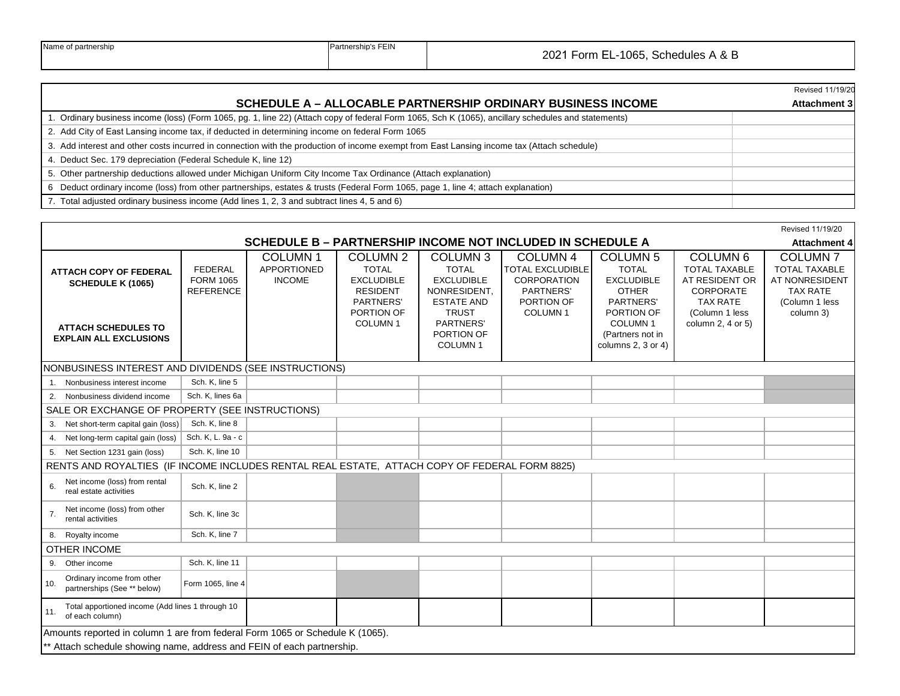| Name of partnership | Partnership's FEIN | 2021 Form EL-1065, Schedules A & B |
|---|---|---|
| | | |

Revised 11/19/20

## SCHEDULE A – ALLOCABLE PARTNERSHIP ORDINARY BUSINESS INCOME

**Attachment 3**

| Line | Amount |
|---|---|
| 1. Ordinary business income (loss) (Form 1065, pg. 1, line 22) (Attach copy of federal Form 1065, Sch K (1065), ancillary schedules and statements) | |
| 2. Add City of East Lansing income tax, if deducted in determining income on federal Form 1065 | |
| 3. Add interest and other costs incurred in connection with the production of income exempt from East Lansing income tax (Attach schedule) | |
| 4. Deduct Sec. 179 depreciation (Federal Schedule K, line 12) | |
| 5. Other partnership deductions allowed under Michigan Uniform City Income Tax Ordinance (Attach explanation) | |
| 6 Deduct ordinary income (loss) from other partnerships, estates & trusts (Federal Form 1065, page 1, line 4; attach explanation) | |
| 7. Total adjusted ordinary business income (Add lines 1, 2, 3 and subtract lines 4, 5 and 6) | |

Revised 11/19/20

## SCHEDULE B – PARTNERSHIP INCOME NOT INCLUDED IN SCHEDULE A

**Attachment 4**

| **ATTACH COPY OF FEDERAL SCHEDULE K (1065)** **ATTACH SCHEDULES TO EXPLAIN ALL EXCLUSIONS** | FEDERAL FORM 1065 REFERENCE | COLUMN 1 APPORTIONED INCOME | COLUMN 2 TOTAL EXCLUDIBLE RESIDENT PARTNERS' PORTION OF COLUMN 1 | COLUMN 3 TOTAL EXCLUDIBLE NONRESIDENT, ESTATE AND TRUST PARTNERS' PORTION OF COLUMN 1 | COLUMN 4 TOTAL EXCLUDIBLE CORPORATION PARTNERS' PORTION OF COLUMN 1 | COLUMN 5 TOTAL EXCLUDIBLE OTHER PARTNERS' PORTION OF COLUMN 1 (Partners not in columns 2, 3 or 4) | COLUMN 6 TOTAL TAXABLE AT RESIDENT OR CORPORATE TAX RATE (Column 1 less column 2, 4 or 5) | COLUMN 7 TOTAL TAXABLE AT NONRESIDENT TAX RATE (Column 1 less column 3) |
|---|---|---|---|---|---|---|---|---|
| NONBUSINESS INTEREST AND DIVIDENDS (SEE INSTRUCTIONS) | | | | | | | | |
| 1. Nonbusiness interest income | Sch. K, line 5 | | | | | | | |
| 2. Nonbusiness dividend income | Sch. K, lines 6a | | | | | | | |
| SALE OR EXCHANGE OF PROPERTY (SEE INSTRUCTIONS) | | | | | | | | |
| 3. Net short-term capital gain (loss) | Sch. K, line 8 | | | | | | | |
| 4. Net long-term capital gain (loss) | Sch. K, L. 9a - c | | | | | | | |
| 5. Net Section 1231 gain (loss) | Sch. K, line 10 | | | | | | | |
| RENTS AND ROYALTIES (IF INCOME INCLUDES RENTAL REAL ESTATE, ATTACH COPY OF FEDERAL FORM 8825) | | | | | | | | |
| 6. Net income (loss) from rental real estate activities | Sch. K, line 2 | | | | | | | |
| 7. Net income (loss) from other rental activities | Sch. K, line 3c | | | | | | | |
| 8. Royalty income | Sch. K, line 7 | | | | | | | |
| OTHER INCOME | | | | | | | | |
| 9. Other income | Sch. K, line 11 | | | | | | | |
| 10. Ordinary income from other partnerships (See ** below) | Form 1065, line 4 | | | | | | | |
| 11. Total apportioned income (Add lines 1 through 10 of each column) | | | | | | | | |

Amounts reported in column 1 are from federal Form 1065 or Schedule K (1065).

** Attach schedule showing name, address and FEIN of each partnership.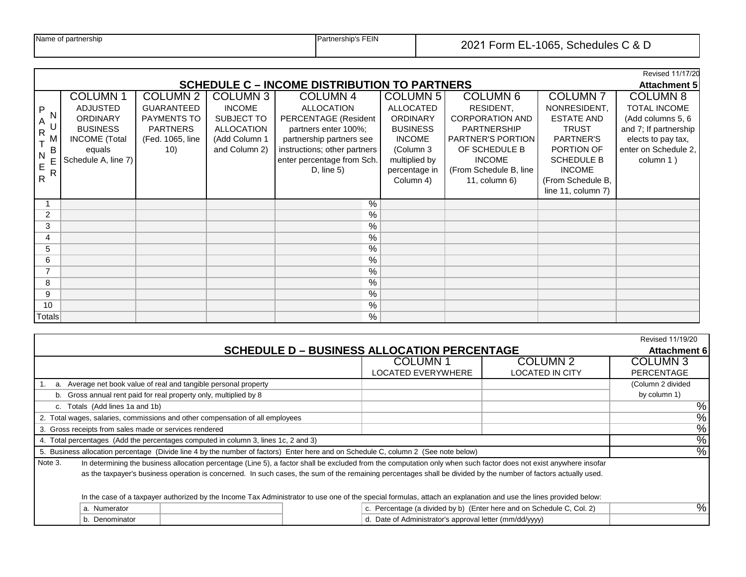| Name of partnership | Partnership's FEIN | 2021 Form EL-1065, Schedules C & D |
|---|---|---|
| | | |

Revised 11/17/20

## SCHEDULE C – INCOME DISTRIBUTION TO PARTNERS

**Attachment 5**

| PARTNER NUMBER | COLUMN 1 ADJUSTED ORDINARY BUSINESS INCOME (Total equals Schedule A, line 7) | COLUMN 2 GUARANTEED PAYMENTS TO PARTNERS (Fed. 1065, line 10) | COLUMN 3 INCOME SUBJECT TO ALLOCATION (Add Column 1 and Column 2) | COLUMN 4 ALLOCATION PERCENTAGE (Resident partners enter 100%; partnership partners see instructions; other partners enter percentage from Sch. D, line 5) | COLUMN 5 ALLOCATED ORDINARY BUSINESS INCOME (Column 3 multiplied by percentage in Column 4) | COLUMN 6 RESIDENT, CORPORATION AND PARTNERSHIP PARTNER'S PORTION OF SCHEDULE B INCOME (From Schedule B, line 11, column 6) | COLUMN 7 NONRESIDENT, ESTATE AND TRUST PARTNER'S PORTION OF SCHEDULE B INCOME (From Schedule B, line 11, column 7) | COLUMN 8 TOTAL INCOME (Add columns 5, 6 and 7; If partnership elects to pay tax, enter on Schedule 2, column 1 ) |
|---|---|---|---|---|---|---|---|---|
| 1 | | | | % | | | | |
| 2 | | | | % | | | | |
| 3 | | | | % | | | | |
| 4 | | | | % | | | | |
| 5 | | | | % | | | | |
| 6 | | | | % | | | | |
| 7 | | | | % | | | | |
| 8 | | | | % | | | | |
| 9 | | | | % | | | | |
| 10 | | | | % | | | | |
| Totals | | | | % | | | | |

Revised 11/19/20

## SCHEDULE D – BUSINESS ALLOCATION PERCENTAGE

**Attachment 6**

| | COLUMN 1 LOCATED EVERYWHERE | COLUMN 2 LOCATED IN CITY | COLUMN 3 PERCENTAGE |
|---|---|---|---|
| 1. a. Average net book value of real and tangible personal property | | | (Column 2 divided |
| b. Gross annual rent paid for real property only, multiplied by 8 | | | by column 1) |
| c. Totals (Add lines 1a and 1b) | | | % |
| 2. Total wages, salaries, commissions and other compensation of all employees | | | % |
| 3. Gross receipts from sales made or services rendered | | | % |
| 4. Total percentages (Add the percentages computed in column 3, lines 1c, 2 and 3) | | | % |
| 5. Business allocation percentage (Divide line 4 by the number of factors) Enter here and on Schedule C, column 2 (See note below) | | | % |

Note 3. In determining the business allocation percentage (Line 5), a factor shall be excluded from the computation only when such factor does not exist anywhere insofar as the taxpayer's business operation is concerned. In such cases, the sum of the remaining percentages shall be divided by the number of factors actually used.

In the case of a taxpayer authorized by the Income Tax Administrator to use one of the special formulas, attach an explanation and use the lines provided below:

| | | | |
|---|---|---|---|
| a. Numerator | | c. Percentage (a divided by b) (Enter here and on Schedule C, Col. 2) | % |
| b. Denominator | | d. Date of Administrator's approval letter (mm/dd/yyyy) | |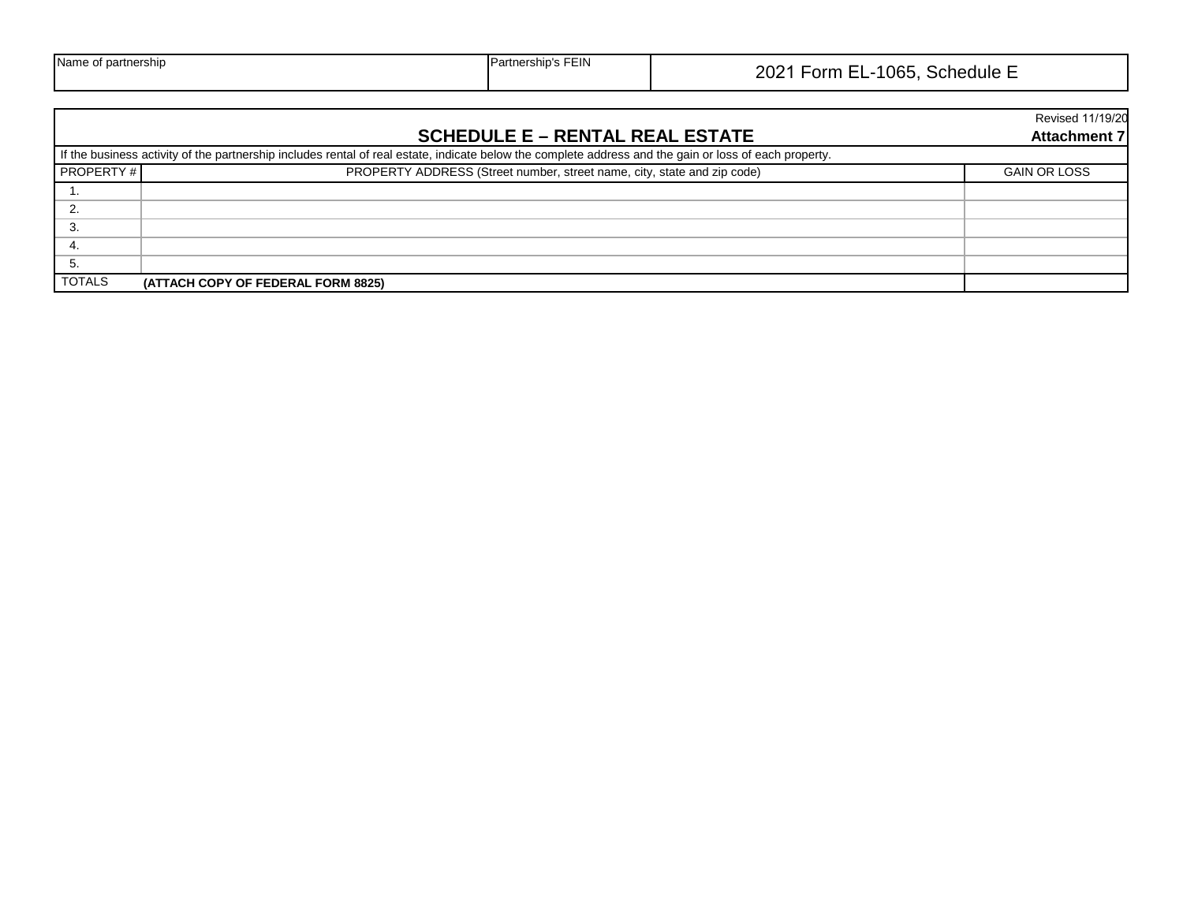| Name of partnership | Partnership's FEIN | 2021 Form EL-1065, Schedule E |
|---|---|---|
| | | |

Revised 11/19/20

## SCHEDULE E – RENTAL REAL ESTATE

**Attachment 7**

If the business activity of the partnership includes rental of real estate, indicate below the complete address and the gain or loss of each property.

| PROPERTY # | PROPERTY ADDRESS (Street number, street name, city, state and zip code) | GAIN OR LOSS |
|---|---|---|
| 1. | | |
| 2. | | |
| 3. | | |
| 4. | | |
| 5. | | |
| TOTALS | **(ATTACH COPY OF FEDERAL FORM 8825)** | |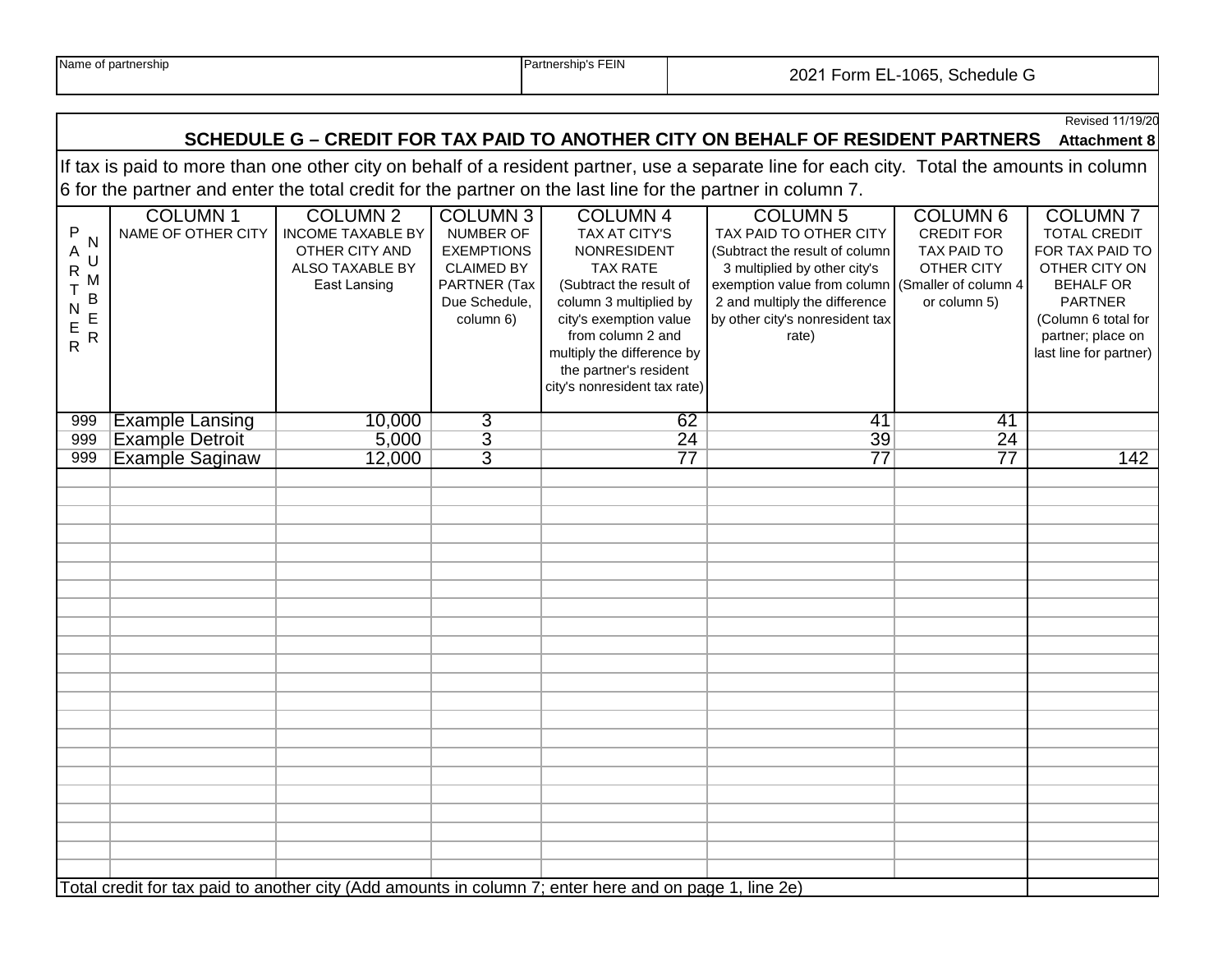| Name of partnership | Partnership's FEIN | 2021 Form EL-1065, Schedule G |
|---|---|---|
| | | |

Revised 11/19/20

## SCHEDULE G – CREDIT FOR TAX PAID TO ANOTHER CITY ON BEHALF OF RESIDENT PARTNERS **Attachment 8**

If tax is paid to more than one other city on behalf of a resident partner, use a separate line for each city. Total the amounts in column 6 for the partner and enter the total credit for the partner on the last line for the partner in column 7.

| PARTNER NUMBER | COLUMN 1 NAME OF OTHER CITY | COLUMN 2 INCOME TAXABLE BY OTHER CITY AND ALSO TAXABLE BY East Lansing | COLUMN 3 NUMBER OF EXEMPTIONS CLAIMED BY PARTNER (Tax Due Schedule, column 6) | COLUMN 4 TAX AT CITY'S NONRESIDENT TAX RATE (Subtract the result of column 3 multiplied by city's exemption value from column 2 and multiply the difference by the partner's resident city's nonresident tax rate) | COLUMN 5 TAX PAID TO OTHER CITY (Subtract the result of column 3 multiplied by other city's exemption value from column 2 and multiply the difference by other city's nonresident tax rate) | COLUMN 6 CREDIT FOR TAX PAID TO OTHER CITY (Smaller of column 4 or column 5) | COLUMN 7 TOTAL CREDIT FOR TAX PAID TO OTHER CITY ON BEHALF OR PARTNER (Column 6 total for partner; place on last line for partner) |
|---|---|---|---|---|---|---|---|
| 999 | Example Lansing | 10,000 | 3 | 62 | 41 | 41 | |
| 999 | Example Detroit | 5,000 | 3 | 24 | 39 | 24 | |
| 999 | Example Saginaw | 12,000 | 3 | 77 | 77 | 77 | 142 |
| | | | | | | | |
| | | | | | | | |
| | | | | | | | |
| | | | | | | | |
| | | | | | | | |
| | | | | | | | |
| | | | | | | | |
| | | | | | | | |
| | | | | | | | |
| | | | | | | | |
| | | | | | | | |
| | | | | | | | |
| | | | | | | | |
| | | | | | | | |
| | | | | | | | |
| | | | | | | | |
| | | | | | | | |
| | | | | | | | |
| | | | | | | | |
| | | | | | | | |
| | | | | | | | |
| | | | | | | | |
| Total credit for tax paid to another city (Add amounts in column 7; enter here and on page 1, line 2e) | | | | | | | |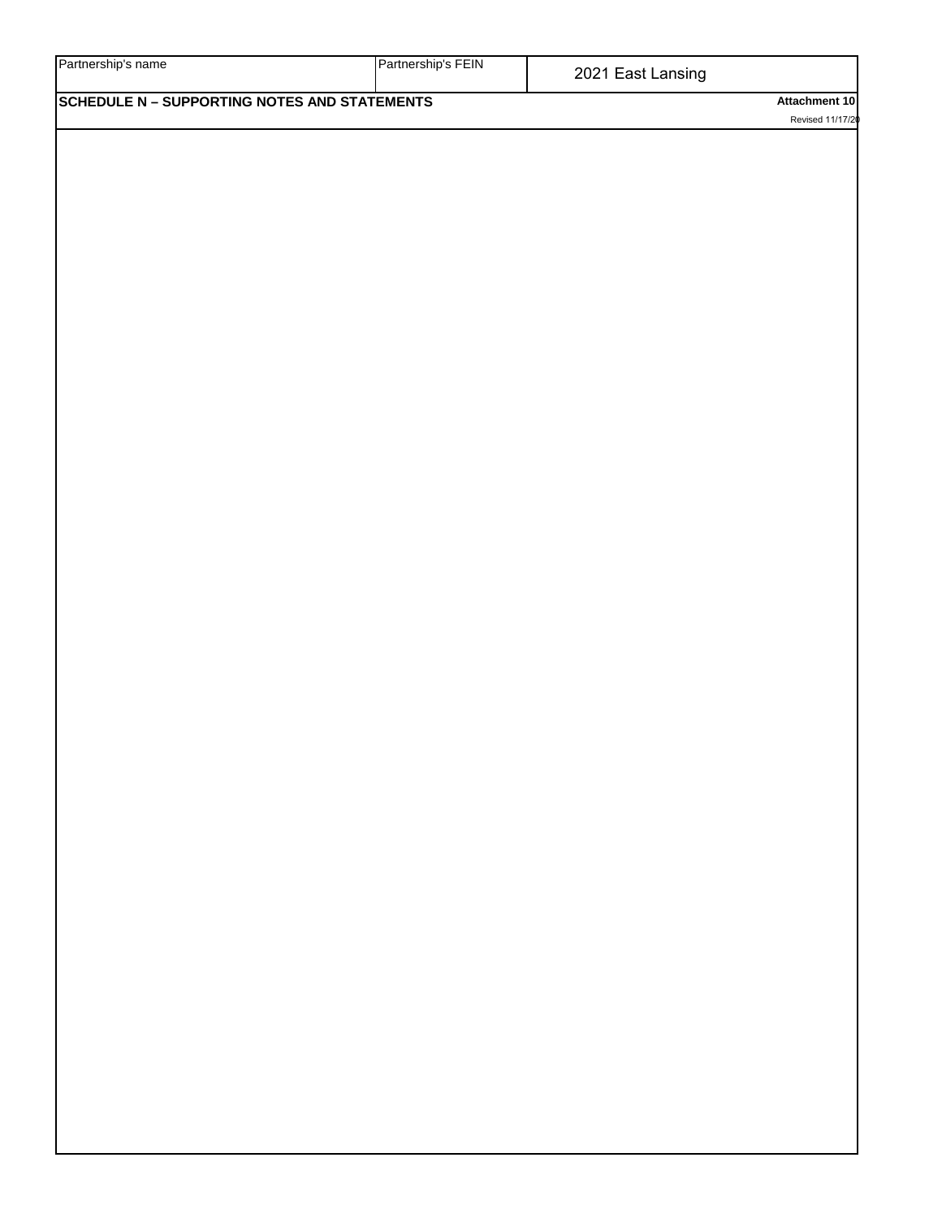| Partnership's name | Partnership's FEIN | 2021 East Lansing |
| --- | --- | --- |

**SCHEDULE N – SUPPORTING NOTES AND STATEMENTS**

**Attachment 10**

Revised 11/17/20